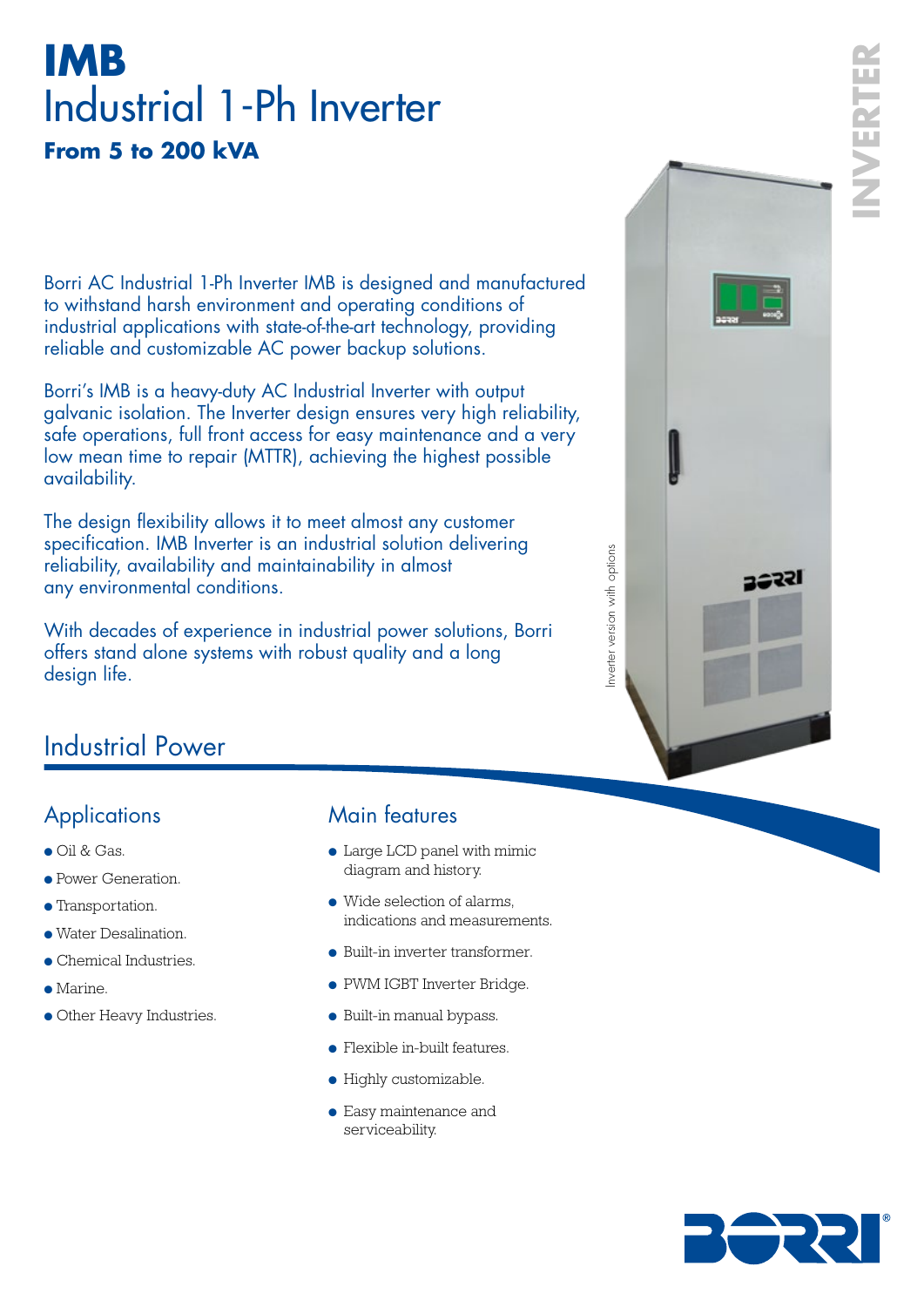# IMB
## Industrial 1-Ph Inverter
**From 5 to 200 kVA**

INVERTER

Borri AC Industrial 1-Ph Inverter IMB is designed and manufactured to withstand harsh environment and operating conditions of industrial applications with state-of-the-art technology, providing reliable and customizable AC power backup solutions.

Borri's IMB is a heavy-duty AC Industrial Inverter with output galvanic isolation. The Inverter design ensures very high reliability, safe operations, full front access for easy maintenance and a very low mean time to repair (MTTR), achieving the highest possible availability.

The design flexibility allows it to meet almost any customer specification. IMB Inverter is an industrial solution delivering reliability, availability and maintainability in almost any environmental conditions.

With decades of experience in industrial power solutions, Borri offers stand alone systems with robust quality and a long design life.

Inverter version with options

## Industrial Power

### Applications

- Oil & Gas.
- Power Generation.
- Transportation.
- Water Desalination.
- Chemical Industries.
- Marine.
- Other Heavy Industries.

### Main features

- Large LCD panel with mimic diagram and history.
- Wide selection of alarms, indications and measurements.
- Built-in inverter transformer.
- PWM IGBT Inverter Bridge.
- Built-in manual bypass.
- Flexible in-built features.
- Highly customizable.
- Easy maintenance and serviceability.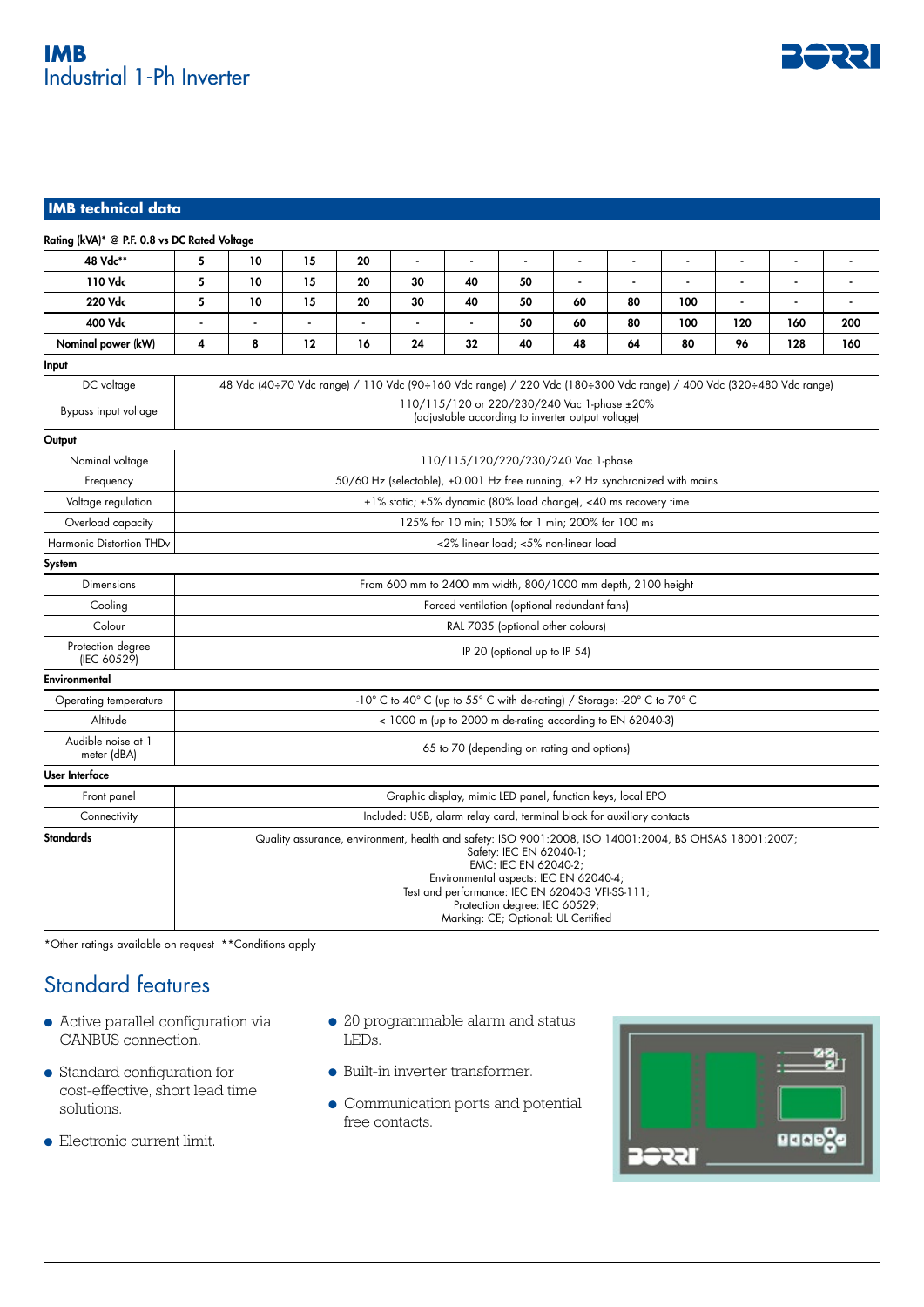# IMB
## Industrial 1-Ph Inverter

## IMB technical data

| Rating (kVA)* @ P.F. 0.8 vs DC Rated Voltage | | | | | | | | | | | | | |
|---|---|---|---|---|---|---|---|---|---|---|---|---|---|
| 48 Vdc** | 5 | 10 | 15 | 20 | - | - | - | - | - | - | - | - | - |
| 110 Vdc | 5 | 10 | 15 | 20 | 30 | 40 | 50 | - | - | - | - | - | - |
| 220 Vdc | 5 | 10 | 15 | 20 | 30 | 40 | 50 | 60 | 80 | 100 | - | - | - |
| 400 Vdc | - | - | - | - | - | - | 50 | 60 | 80 | 100 | 120 | 160 | 200 |
| Nominal power (kW) | 4 | 8 | 12 | 16 | 24 | 32 | 40 | 48 | 64 | 80 | 96 | 128 | 160 |

| **Input** | |
|---|---|
| DC voltage | 48 Vdc (40÷70 Vdc range) / 110 Vdc (90÷160 Vdc range) / 220 Vdc (180÷300 Vdc range) / 400 Vdc (320÷480 Vdc range) |
| Bypass input voltage | 110/115/120 or 220/230/240 Vac 1-phase ±20% (adjustable according to inverter output voltage) |
| **Output** | |
| Nominal voltage | 110/115/120/220/230/240 Vac 1-phase |
| Frequency | 50/60 Hz (selectable), ±0.001 Hz free running, ±2 Hz synchronized with mains |
| Voltage regulation | ±1% static; ±5% dynamic (80% load change), <40 ms recovery time |
| Overload capacity | 125% for 10 min; 150% for 1 min; 200% for 100 ms |
| Harmonic Distortion THDv | <2% linear load; <5% non-linear load |
| **System** | |
| Dimensions | From 600 mm to 2400 mm width, 800/1000 mm depth, 2100 height |
| Cooling | Forced ventilation (optional redundant fans) |
| Colour | RAL 7035 (optional other colours) |
| Protection degree (IEC 60529) | IP 20 (optional up to IP 54) |
| **Environmental** | |
| Operating temperature | -10° C to 40° C (up to 55° C with de-rating) / Storage: -20° C to 70° C |
| Altitude | < 1000 m (up to 2000 m de-rating according to EN 62040-3) |
| Audible noise at 1 meter (dBA) | 65 to 70 (depending on rating and options) |
| **User Interface** | |
| Front panel | Graphic display, mimic LED panel, function keys, local EPO |
| Connectivity | Included: USB, alarm relay card, terminal block for auxiliary contacts |
| **Standards** | Quality assurance, environment, health and safety: ISO 9001:2008, ISO 14001:2004, BS OHSAS 18001:2007; Safety: IEC EN 62040-1; EMC: IEC EN 62040-2; Environmental aspects: IEC EN 62040-4; Test and performance: IEC EN 62040-3 VFI-SS-111; Protection degree: IEC 60529; Marking: CE; Optional: UL Certified |

*Other ratings available on request **Conditions apply

## Standard features

- Active parallel configuration via CANBUS connection.
- Standard configuration for cost-effective, short lead time solutions.
- Electronic current limit.
- 20 programmable alarm and status LEDs.
- Built-in inverter transformer.
- Communication ports and potential free contacts.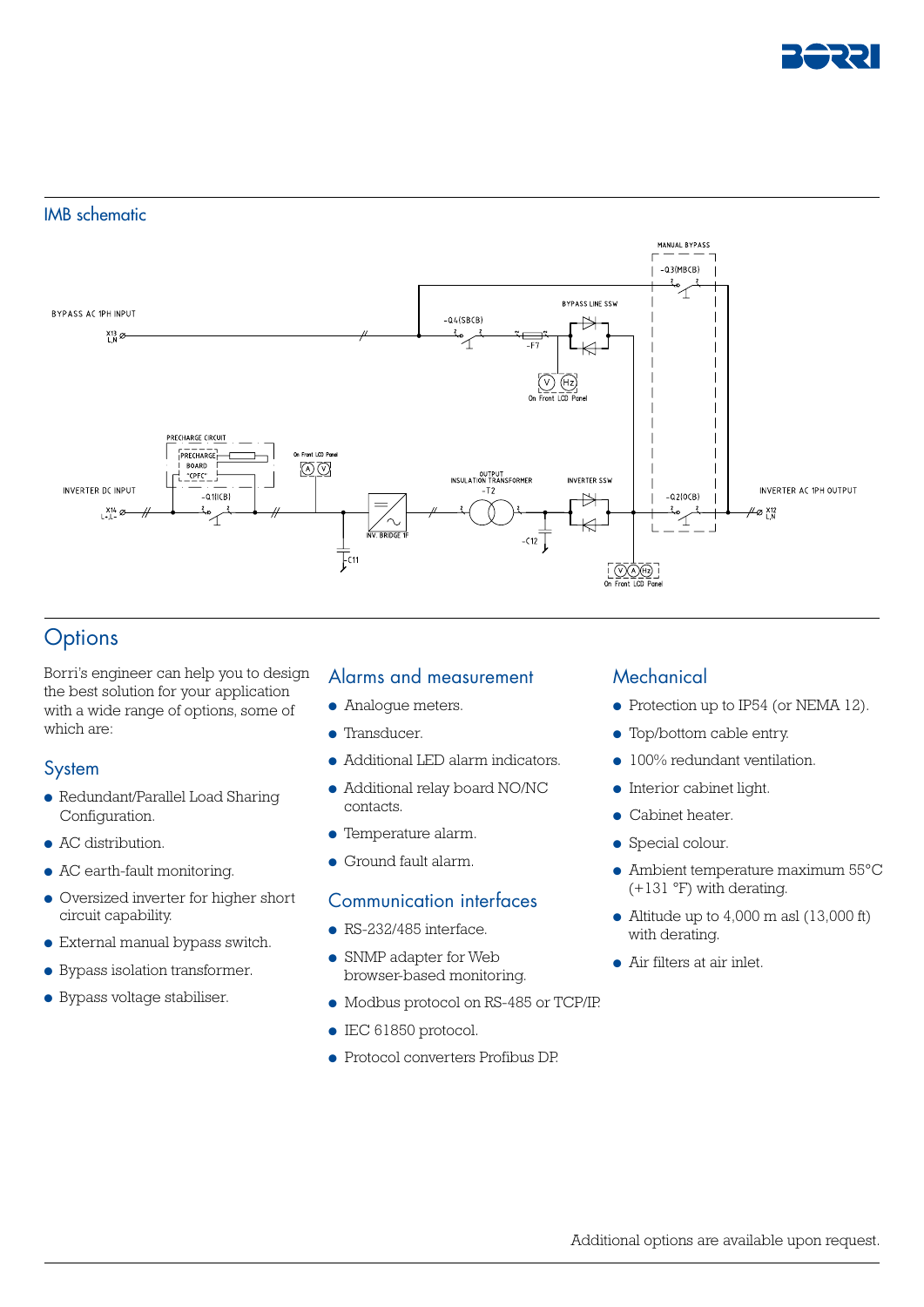## IMB schematic

# Options

Borri's engineer can help you to design the best solution for your application with a wide range of options, some of which are:

## System

- Redundant/Parallel Load Sharing Configuration.
- AC distribution.
- AC earth-fault monitoring.
- Oversized inverter for higher short circuit capability.
- External manual bypass switch.
- Bypass isolation transformer.
- Bypass voltage stabiliser.

## Alarms and measurement

- Analogue meters.
- Transducer.
- Additional LED alarm indicators.
- Additional relay board NO/NC contacts.
- Temperature alarm.
- Ground fault alarm.

## Communication interfaces

- RS-232/485 interface.
- SNMP adapter for Web browser-based monitoring.
- Modbus protocol on RS-485 or TCP/IP.
- IEC 61850 protocol.
- Protocol converters Profibus DP.

## Mechanical

- Protection up to IP54 (or NEMA 12).
- Top/bottom cable entry.
- 100% redundant ventilation.
- Interior cabinet light.
- Cabinet heater.
- Special colour.
- Ambient temperature maximum 55°C (+131 °F) with derating.
- Altitude up to 4,000 m asl (13,000 ft) with derating.
- Air filters at air inlet.

Additional options are available upon request.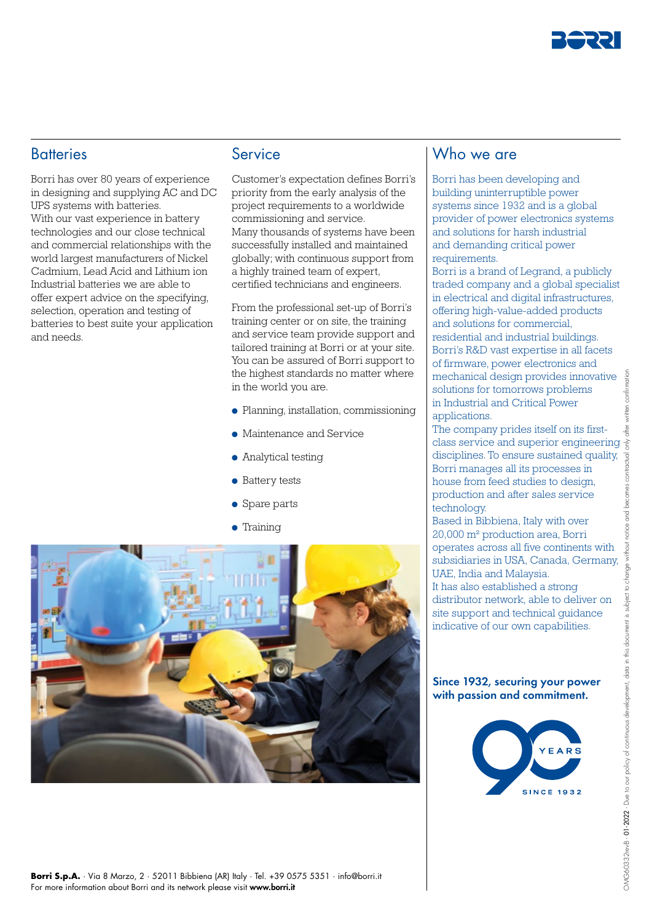## Batteries

Borri has over 80 years of experience in designing and supplying AC and DC UPS systems with batteries.
With our vast experience in battery technologies and our close technical and commercial relationships with the world largest manufacturers of Nickel Cadmium, Lead Acid and Lithium ion Industrial batteries we are able to offer expert advice on the specifying, selection, operation and testing of batteries to best suite your application and needs.

## Service

Customer's expectation defines Borri's priority from the early analysis of the project requirements to a worldwide commissioning and service.
Many thousands of systems have been successfully installed and maintained globally; with continuous support from a highly trained team of expert, certified technicians and engineers.

From the professional set-up of Borri's training center or on site, the training and service team provide support and tailored training at Borri or at your site. You can be assured of Borri support to the highest standards no matter where in the world you are.

- Planning, installation, commissioning
- Maintenance and Service
- Analytical testing
- Battery tests
- Spare parts
- Training

## Who we are

Borri has been developing and building uninterruptible power systems since 1932 and is a global provider of power electronics systems and solutions for harsh industrial and demanding critical power requirements.
Borri is a brand of Legrand, a publicly traded company and a global specialist in electrical and digital infrastructures, offering high-value-added products and solutions for commercial, residential and industrial buildings.
Borri's R&D vast expertise in all facets of firmware, power electronics and mechanical design provides innovative solutions for tomorrows problems in Industrial and Critical Power applications.
The company prides itself on its first-class service and superior engineering disciplines. To ensure sustained quality, Borri manages all its processes in house from feed studies to design, production and after sales service technology.
Based in Bibbiena, Italy with over 20,000 m² production area, Borri operates across all five continents with subsidiaries in USA, Canada, Germany, UAE, India and Malaysia.
It has also established a strong distributor network, able to deliver on site support and technical guidance indicative of our own capabilities.

**Since 1932, securing your power with passion and commitment.**

90 YEARS SINCE 1932

**Borri S.p.A.** · Via 8 Marzo, 2 · 52011 Bibbiena (AR) Italy · Tel. +39 0575 5351 · info@borri.it
For more information about Borri and its network please visit **www.borri.it**

OMG60332revB · **01-2022** · Due to our policy of continuous development, data in this document is subject to change without notice and becomes contractual only after written confirmation